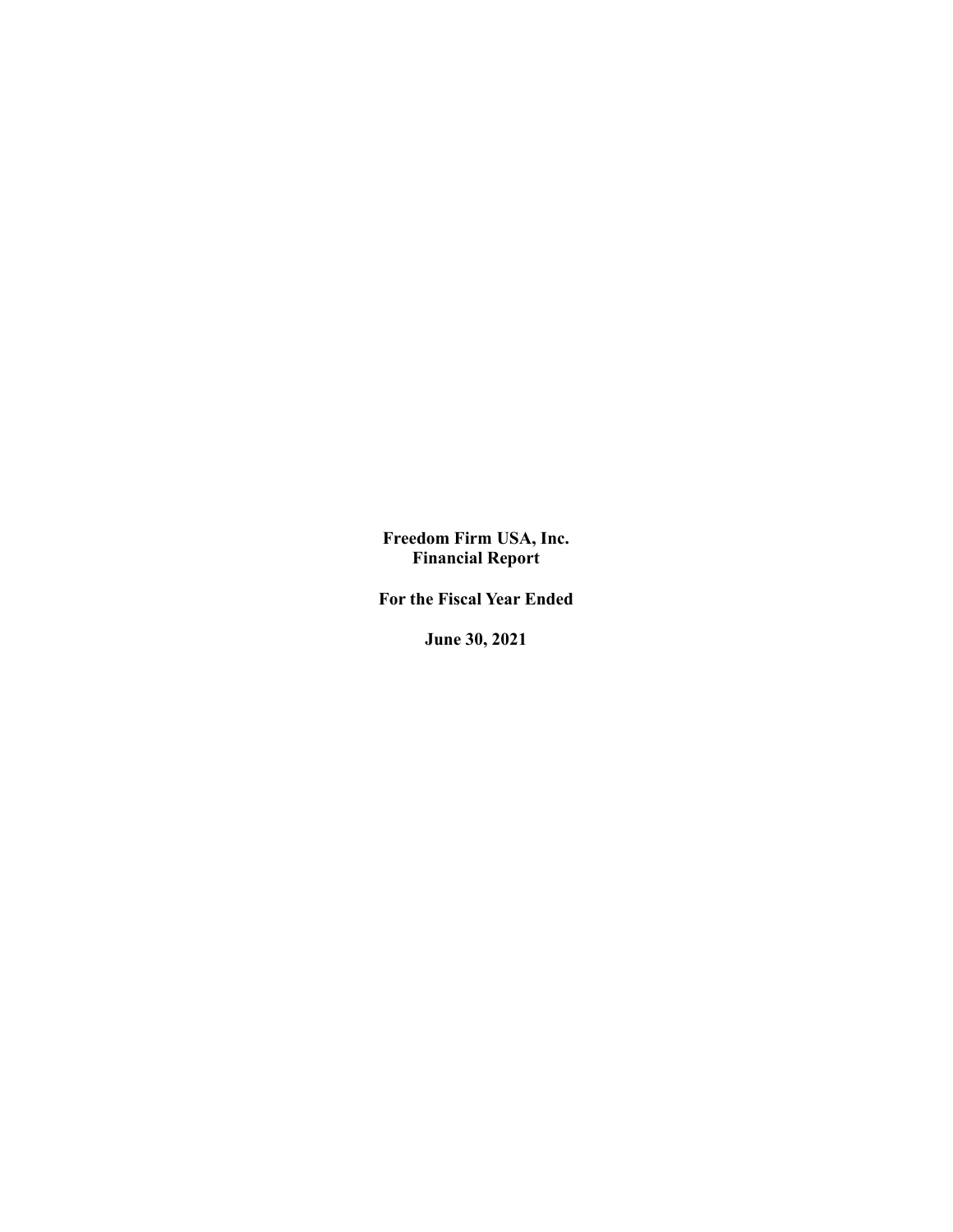**Freedom Firm USA, Inc.**
**Financial Report**

**For the Fiscal Year Ended**

**June 30, 2021**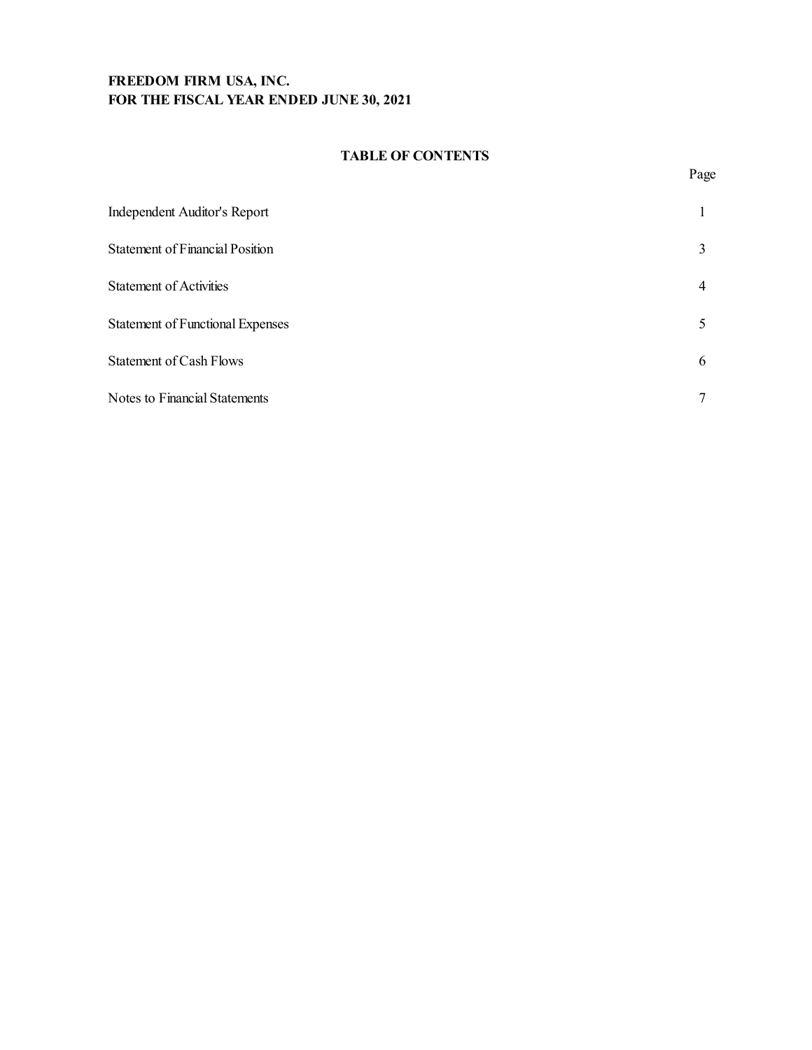**FREEDOM FIRM USA, INC.**
**FOR THE FISCAL YEAR ENDED JUNE 30, 2021**

## TABLE OF CONTENTS

| | Page |
|---|---|
| Independent Auditor's Report | 1 |
| Statement of Financial Position | 3 |
| Statement of Activities | 4 |
| Statement of Functional Expenses | 5 |
| Statement of Cash Flows | 6 |
| Notes to Financial Statements | 7 |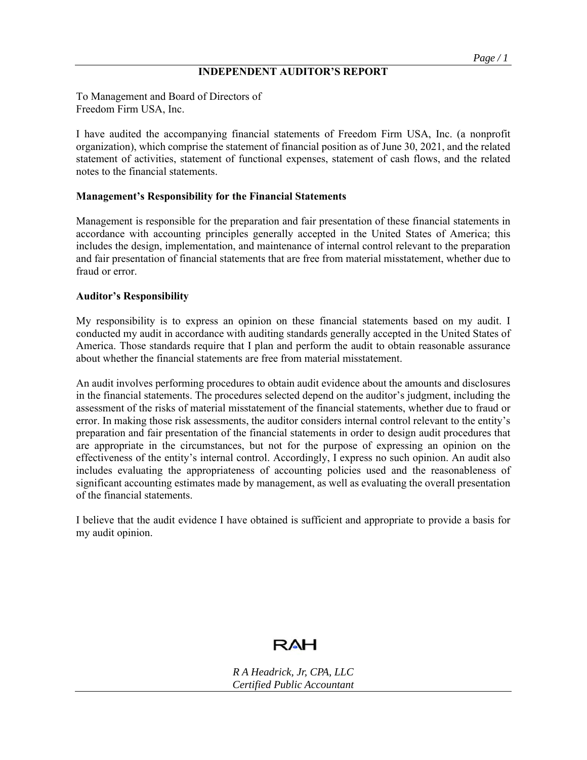## INDEPENDENT AUDITOR'S REPORT

To Management and Board of Directors of
Freedom Firm USA, Inc.

I have audited the accompanying financial statements of Freedom Firm USA, Inc. (a nonprofit organization), which comprise the statement of financial position as of June 30, 2021, and the related statement of activities, statement of functional expenses, statement of cash flows, and the related notes to the financial statements.

**Management's Responsibility for the Financial Statements**

Management is responsible for the preparation and fair presentation of these financial statements in accordance with accounting principles generally accepted in the United States of America; this includes the design, implementation, and maintenance of internal control relevant to the preparation and fair presentation of financial statements that are free from material misstatement, whether due to fraud or error.

**Auditor's Responsibility**

My responsibility is to express an opinion on these financial statements based on my audit. I conducted my audit in accordance with auditing standards generally accepted in the United States of America. Those standards require that I plan and perform the audit to obtain reasonable assurance about whether the financial statements are free from material misstatement.

An audit involves performing procedures to obtain audit evidence about the amounts and disclosures in the financial statements. The procedures selected depend on the auditor's judgment, including the assessment of the risks of material misstatement of the financial statements, whether due to fraud or error. In making those risk assessments, the auditor considers internal control relevant to the entity's preparation and fair presentation of the financial statements in order to design audit procedures that are appropriate in the circumstances, but not for the purpose of expressing an opinion on the effectiveness of the entity's internal control. Accordingly, I express no such opinion. An audit also includes evaluating the appropriateness of accounting policies used and the reasonableness of significant accounting estimates made by management, as well as evaluating the overall presentation of the financial statements.

I believe that the audit evidence I have obtained is sufficient and appropriate to provide a basis for my audit opinion.

RAH

*R A Headrick, Jr, CPA, LLC*
*Certified Public Accountant*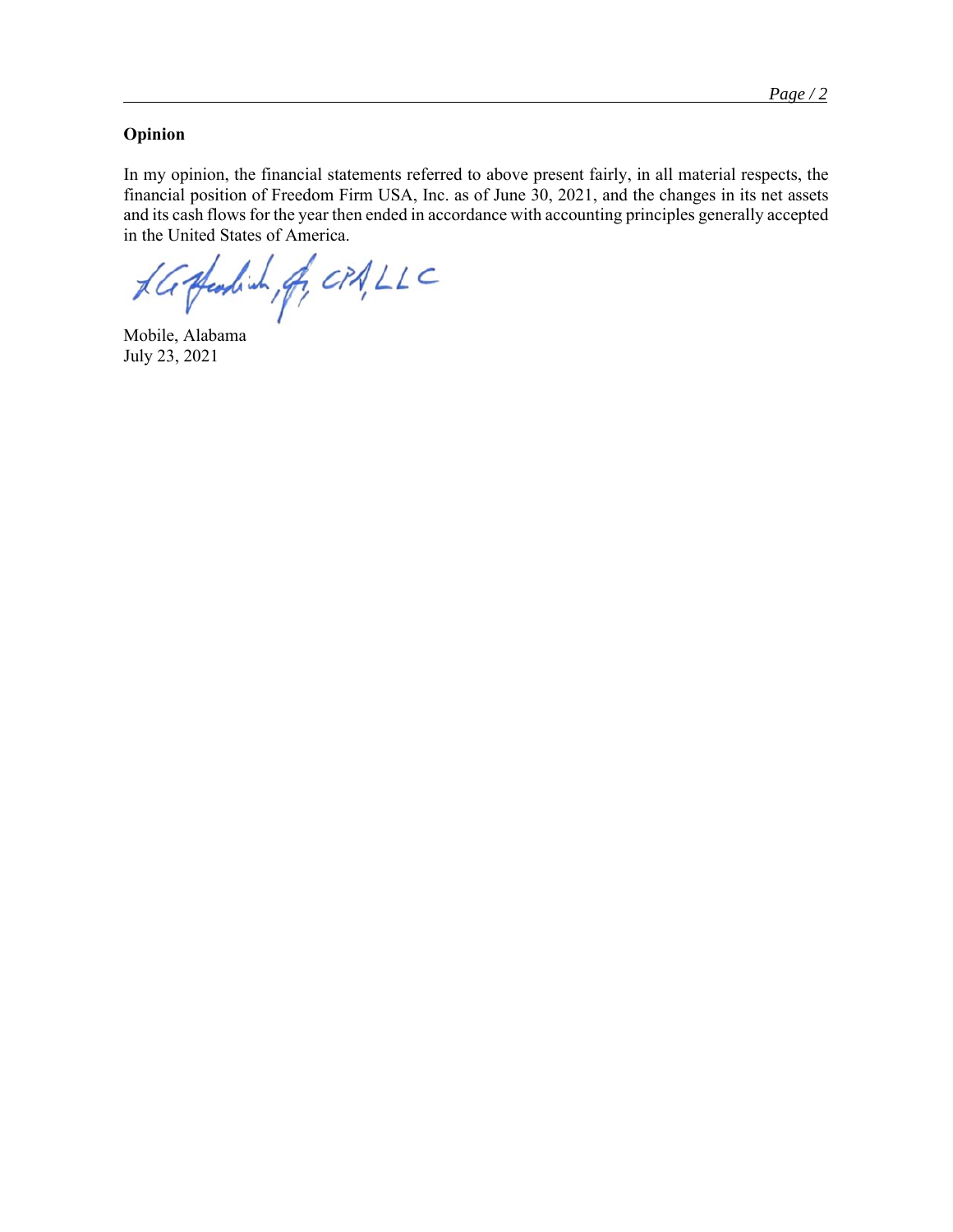## Opinion

In my opinion, the financial statements referred to above present fairly, in all material respects, the financial position of Freedom Firm USA, Inc. as of June 30, 2021, and the changes in its net assets and its cash flows for the year then ended in accordance with accounting principles generally accepted in the United States of America.

L G Headrick, Jr, CPA, LLC

Mobile, Alabama
July 23, 2021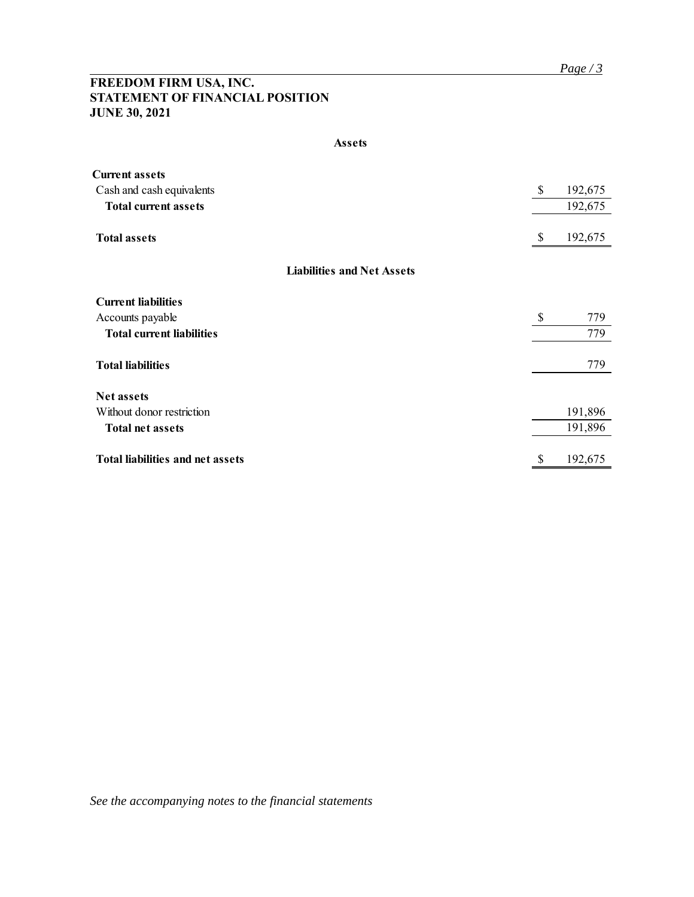# FREEDOM FIRM USA, INC.
# STATEMENT OF FINANCIAL POSITION
# JUNE 30, 2021

| | | |
|---|---|---|
| **Assets** | | |
| **Current assets** | | |
| Cash and cash equivalents | $ | 192,675 |
| **Total current assets** | | 192,675 |
| **Total assets** | $ | 192,675 |
| **Liabilities and Net Assets** | | |
| **Current liabilities** | | |
| Accounts payable | $ | 779 |
| **Total current liabilities** | | 779 |
| **Total liabilities** | | 779 |
| **Net assets** | | |
| Without donor restriction | | 191,896 |
| **Total net assets** | | 191,896 |
| **Total liabilities and net assets** | $ | 192,675 |

*See the accompanying notes to the financial statements*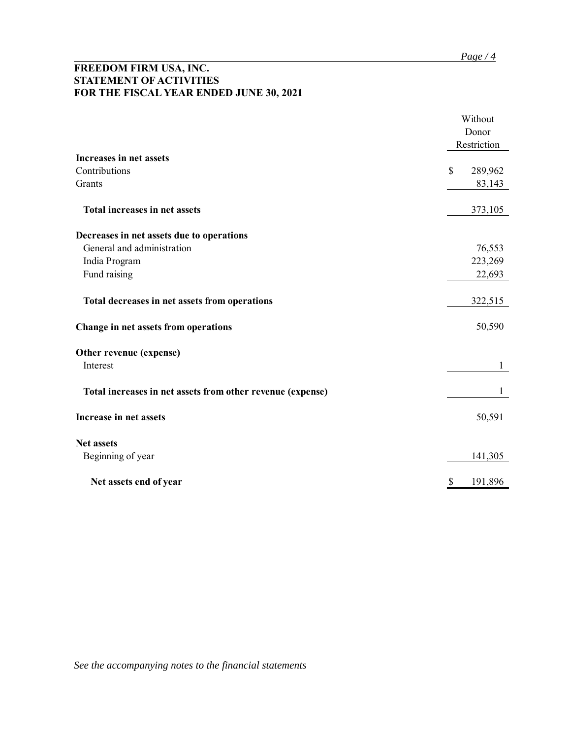**FREEDOM FIRM USA, INC.**
**STATEMENT OF ACTIVITIES**
**FOR THE FISCAL YEAR ENDED JUNE 30, 2021**

| | Without Donor Restriction |
|---|---|
| **Increases in net assets** | |
| Contributions | $ 289,962 |
| Grants | 83,143 |
| **Total increases in net assets** | 373,105 |
| **Decreases in net assets due to operations** | |
| General and administration | 76,553 |
| India Program | 223,269 |
| Fund raising | 22,693 |
| **Total decreases in net assets from operations** | 322,515 |
| **Change in net assets from operations** | 50,590 |
| **Other revenue (expense)** | |
| Interest | 1 |
| **Total increases in net assets from other revenue (expense)** | 1 |
| **Increase in net assets** | 50,591 |
| **Net assets** | |
| Beginning of year | 141,305 |
| **Net assets end of year** | $ 191,896 |

*See the accompanying notes to the financial statements*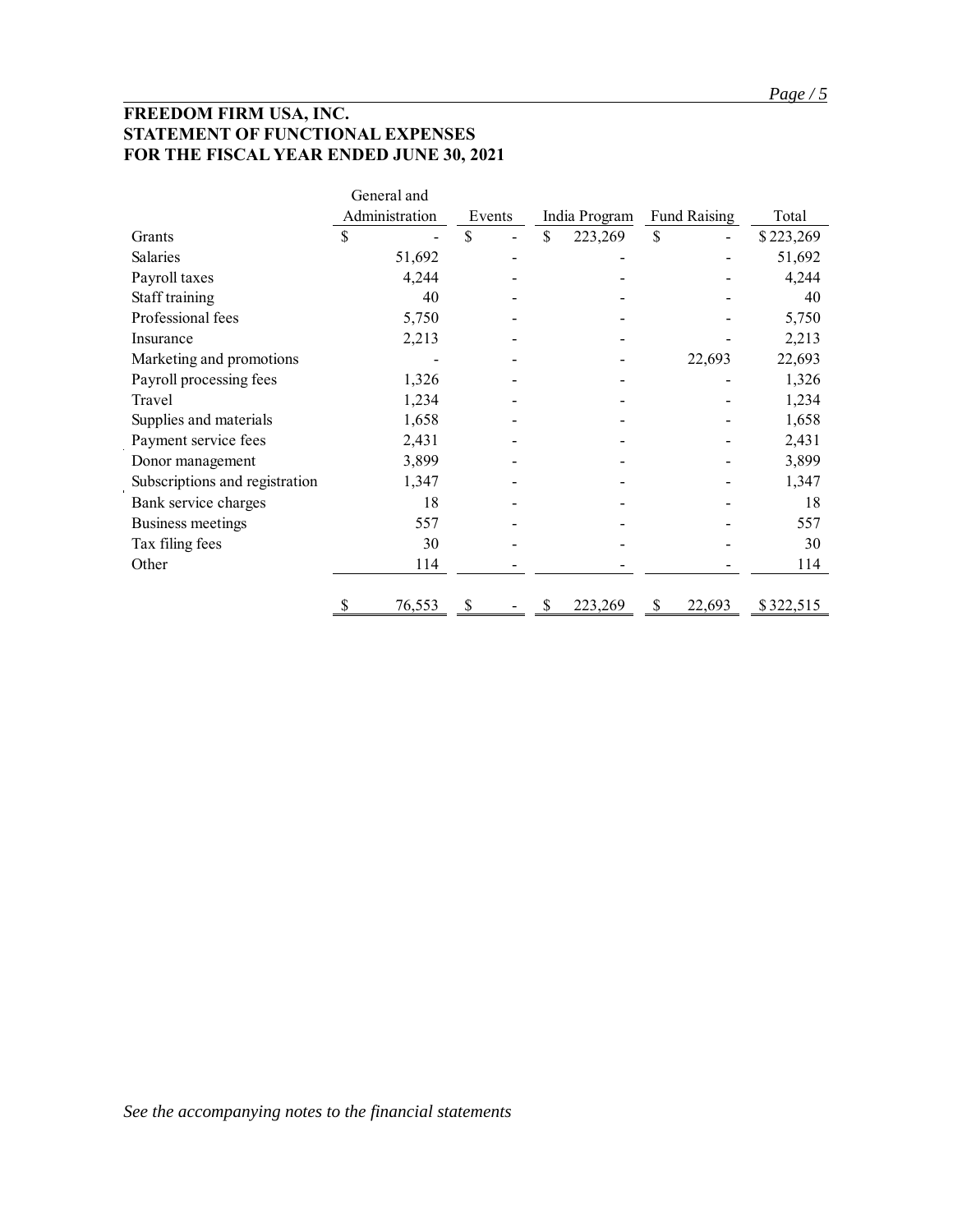**FREEDOM FIRM USA, INC.**
**STATEMENT OF FUNCTIONAL EXPENSES**
**FOR THE FISCAL YEAR ENDED JUNE 30, 2021**

| | General and Administration | Events | India Program | Fund Raising | Total |
|---|---|---|---|---|---|
| Grants | $ - | $ - | $ 223,269 | $ - | $ 223,269 |
| Salaries | 51,692 | - | - | - | 51,692 |
| Payroll taxes | 4,244 | - | - | - | 4,244 |
| Staff training | 40 | - | - | - | 40 |
| Professional fees | 5,750 | - | - | - | 5,750 |
| Insurance | 2,213 | - | - | - | 2,213 |
| Marketing and promotions | - | - | - | 22,693 | 22,693 |
| Payroll processing fees | 1,326 | - | - | - | 1,326 |
| Travel | 1,234 | - | - | - | 1,234 |
| Supplies and materials | 1,658 | - | - | - | 1,658 |
| Payment service fees | 2,431 | - | - | - | 2,431 |
| Donor management | 3,899 | - | - | - | 3,899 |
| Subscriptions and registration | 1,347 | - | - | - | 1,347 |
| Bank service charges | 18 | - | - | - | 18 |
| Business meetings | 557 | - | - | - | 557 |
| Tax filing fees | 30 | - | - | - | 30 |
| Other | 114 | - | - | - | 114 |
| | $ 76,553 | $ - | $ 223,269 | $ 22,693 | $ 322,515 |

*See the accompanying notes to the financial statements*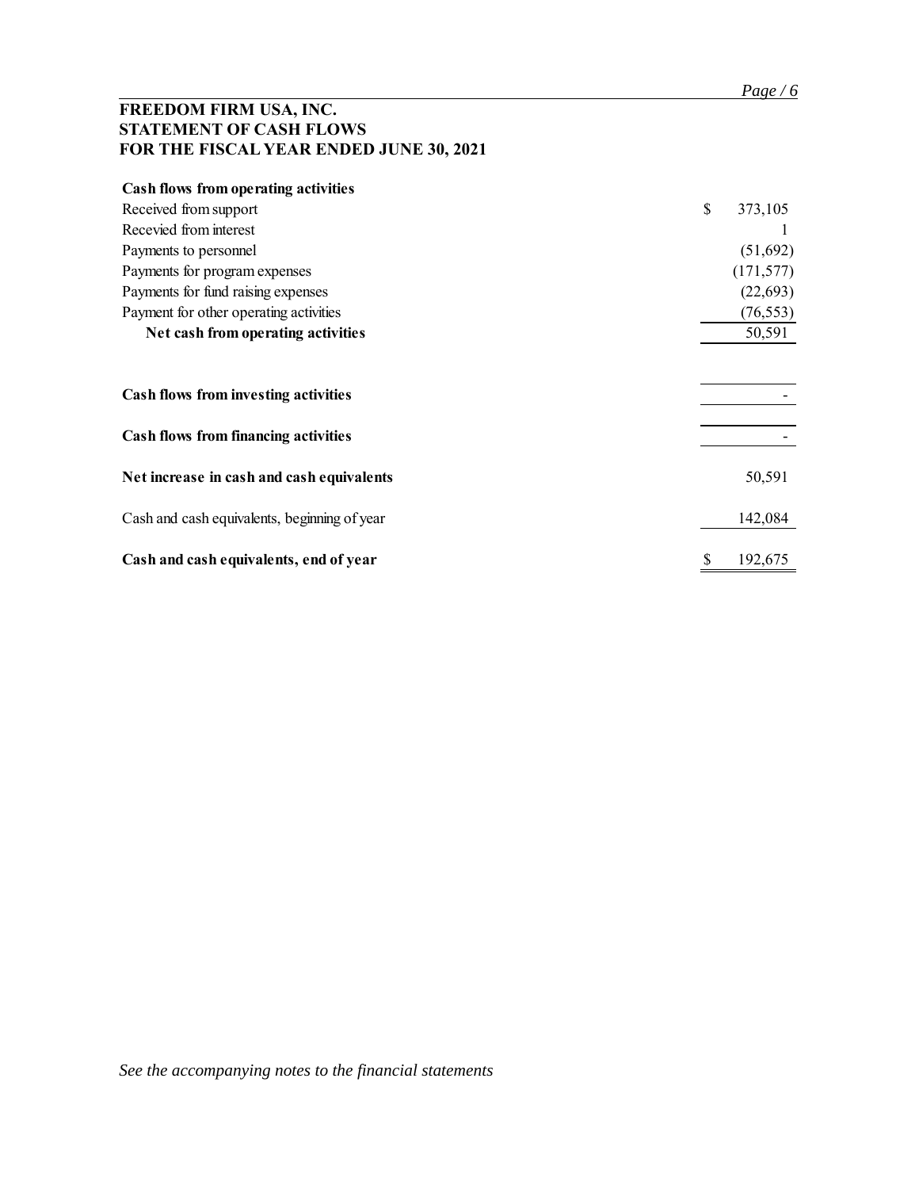**FREEDOM FIRM USA, INC.**
**STATEMENT OF CASH FLOWS**
**FOR THE FISCAL YEAR ENDED JUNE 30, 2021**

| | |
|---|---|
| **Cash flows from operating activities** | |
| Received from support | $ 373,105 |
| Recevied from interest | 1 |
| Payments to personnel | (51,692) |
| Payments for program expenses | (171,577) |
| Payments for fund raising expenses | (22,693) |
| Payment for other operating activities | (76,553) |
| **Net cash from operating activities** | 50,591 |
| | |
| **Cash flows from investing activities** | - |
| | |
| **Cash flows from financing activities** | - |
| | |
| **Net increase in cash and cash equivalents** | 50,591 |
| | |
| Cash and cash equivalents, beginning of year | 142,084 |
| | |
| **Cash and cash equivalents, end of year** | $ 192,675 |

*See the accompanying notes to the financial statements*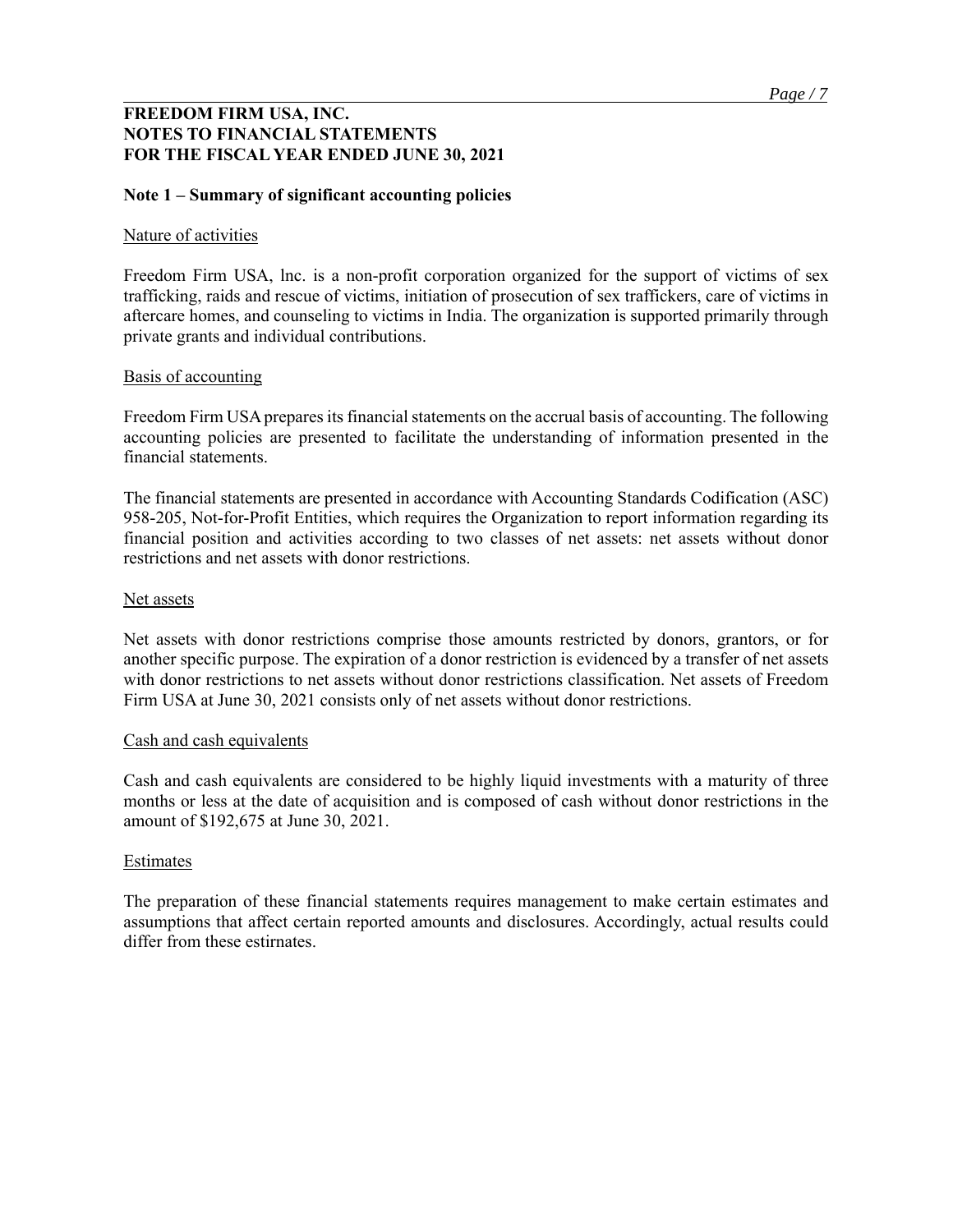**FREEDOM FIRM USA, INC.**
**NOTES TO FINANCIAL STATEMENTS**
**FOR THE FISCAL YEAR ENDED JUNE 30, 2021**

**Note 1 – Summary of significant accounting policies**

Nature of activities

Freedom Firm USA, lnc. is a non-profit corporation organized for the support of victims of sex trafficking, raids and rescue of victims, initiation of prosecution of sex traffickers, care of victims in aftercare homes, and counseling to victims in India. The organization is supported primarily through private grants and individual contributions.

Basis of accounting

Freedom Firm USA prepares its financial statements on the accrual basis of accounting. The following accounting policies are presented to facilitate the understanding of information presented in the financial statements.

The financial statements are presented in accordance with Accounting Standards Codification (ASC) 958-205, Not-for-Profit Entities, which requires the Organization to report information regarding its financial position and activities according to two classes of net assets: net assets without donor restrictions and net assets with donor restrictions.

Net assets

Net assets with donor restrictions comprise those amounts restricted by donors, grantors, or for another specific purpose. The expiration of a donor restriction is evidenced by a transfer of net assets with donor restrictions to net assets without donor restrictions classification. Net assets of Freedom Firm USA at June 30, 2021 consists only of net assets without donor restrictions.

Cash and cash equivalents

Cash and cash equivalents are considered to be highly liquid investments with a maturity of three months or less at the date of acquisition and is composed of cash without donor restrictions in the amount of $192,675 at June 30, 2021.

Estimates

The preparation of these financial statements requires management to make certain estimates and assumptions that affect certain reported amounts and disclosures. Accordingly, actual results could differ from these estirnates.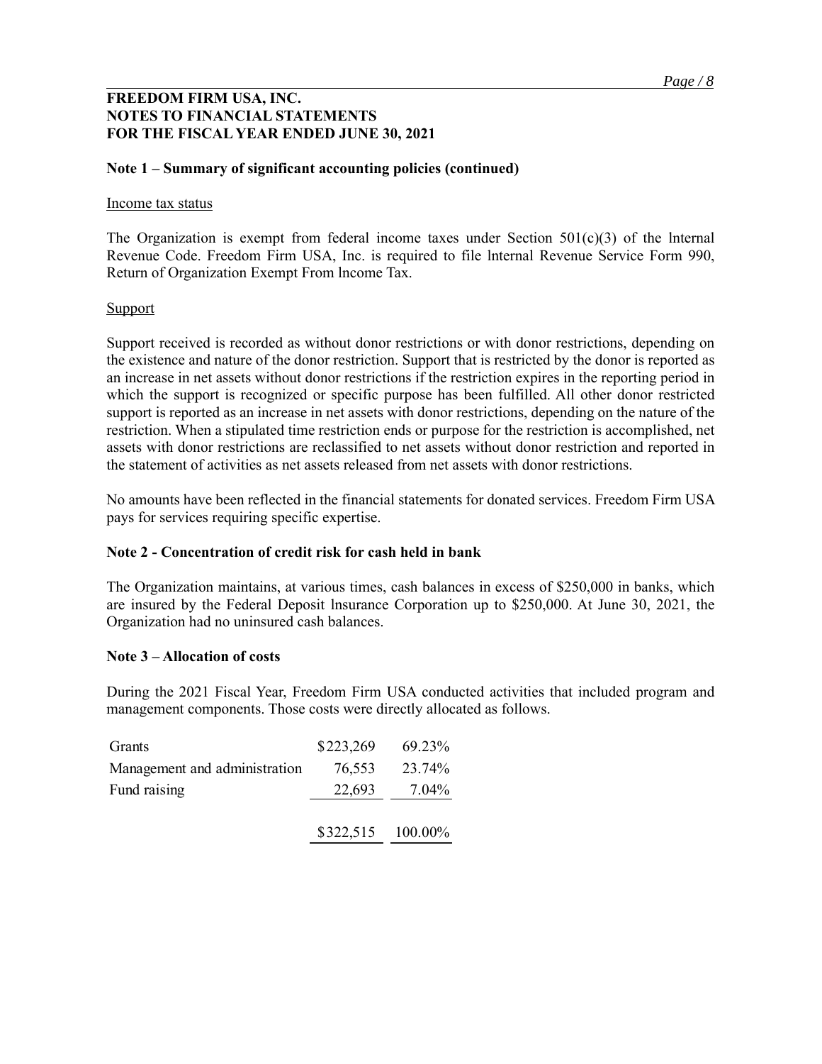**FREEDOM FIRM USA, INC.**
**NOTES TO FINANCIAL STATEMENTS**
**FOR THE FISCAL YEAR ENDED JUNE 30, 2021**

**Note 1 – Summary of significant accounting policies (continued)**

Income tax status

The Organization is exempt from federal income taxes under Section 501(c)(3) of the lnternal Revenue Code. Freedom Firm USA, Inc. is required to file lnternal Revenue Service Form 990, Return of Organization Exempt From lncome Tax.

Support

Support received is recorded as without donor restrictions or with donor restrictions, depending on the existence and nature of the donor restriction. Support that is restricted by the donor is reported as an increase in net assets without donor restrictions if the restriction expires in the reporting period in which the support is recognized or specific purpose has been fulfilled. All other donor restricted support is reported as an increase in net assets with donor restrictions, depending on the nature of the restriction. When a stipulated time restriction ends or purpose for the restriction is accomplished, net assets with donor restrictions are reclassified to net assets without donor restriction and reported in the statement of activities as net assets released from net assets with donor restrictions.

No amounts have been reflected in the financial statements for donated services. Freedom Firm USA pays for services requiring specific expertise.

**Note 2 - Concentration of credit risk for cash held in bank**

The Organization maintains, at various times, cash balances in excess of $250,000 in banks, which are insured by the Federal Deposit lnsurance Corporation up to $250,000. At June 30, 2021, the Organization had no uninsured cash balances.

**Note 3 – Allocation of costs**

During the 2021 Fiscal Year, Freedom Firm USA conducted activities that included program and management components. Those costs were directly allocated as follows.

| | | |
|---|---|---|
| Grants | $223,269 | 69.23% |
| Management and administration | 76,553 | 23.74% |
| Fund raising | 22,693 | 7.04% |
| | $322,515 | 100.00% |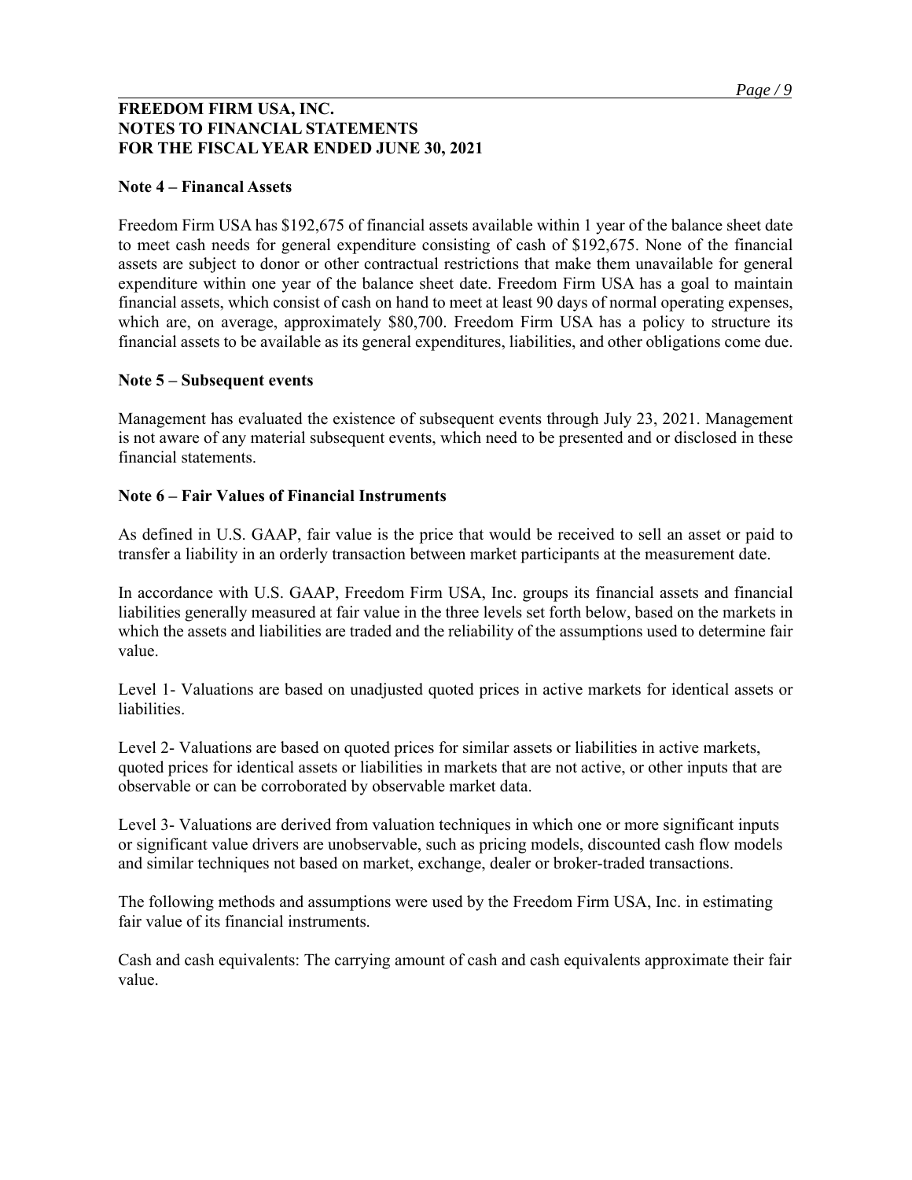**FREEDOM FIRM USA, INC.**
**NOTES TO FINANCIAL STATEMENTS**
**FOR THE FISCAL YEAR ENDED JUNE 30, 2021**

**Note 4 – Financal Assets**

Freedom Firm USA has $192,675 of financial assets available within 1 year of the balance sheet date to meet cash needs for general expenditure consisting of cash of $192,675. None of the financial assets are subject to donor or other contractual restrictions that make them unavailable for general expenditure within one year of the balance sheet date. Freedom Firm USA has a goal to maintain financial assets, which consist of cash on hand to meet at least 90 days of normal operating expenses, which are, on average, approximately $80,700. Freedom Firm USA has a policy to structure its financial assets to be available as its general expenditures, liabilities, and other obligations come due.

**Note 5 – Subsequent events**

Management has evaluated the existence of subsequent events through July 23, 2021. Management is not aware of any material subsequent events, which need to be presented and or disclosed in these financial statements.

**Note 6 – Fair Values of Financial Instruments**

As defined in U.S. GAAP, fair value is the price that would be received to sell an asset or paid to transfer a liability in an orderly transaction between market participants at the measurement date.

In accordance with U.S. GAAP, Freedom Firm USA, Inc. groups its financial assets and financial liabilities generally measured at fair value in the three levels set forth below, based on the markets in which the assets and liabilities are traded and the reliability of the assumptions used to determine fair value.

Level 1- Valuations are based on unadjusted quoted prices in active markets for identical assets or liabilities.

Level 2- Valuations are based on quoted prices for similar assets or liabilities in active markets, quoted prices for identical assets or liabilities in markets that are not active, or other inputs that are observable or can be corroborated by observable market data.

Level 3- Valuations are derived from valuation techniques in which one or more significant inputs or significant value drivers are unobservable, such as pricing models, discounted cash flow models and similar techniques not based on market, exchange, dealer or broker-traded transactions.

The following methods and assumptions were used by the Freedom Firm USA, Inc. in estimating fair value of its financial instruments.

Cash and cash equivalents: The carrying amount of cash and cash equivalents approximate their fair value.